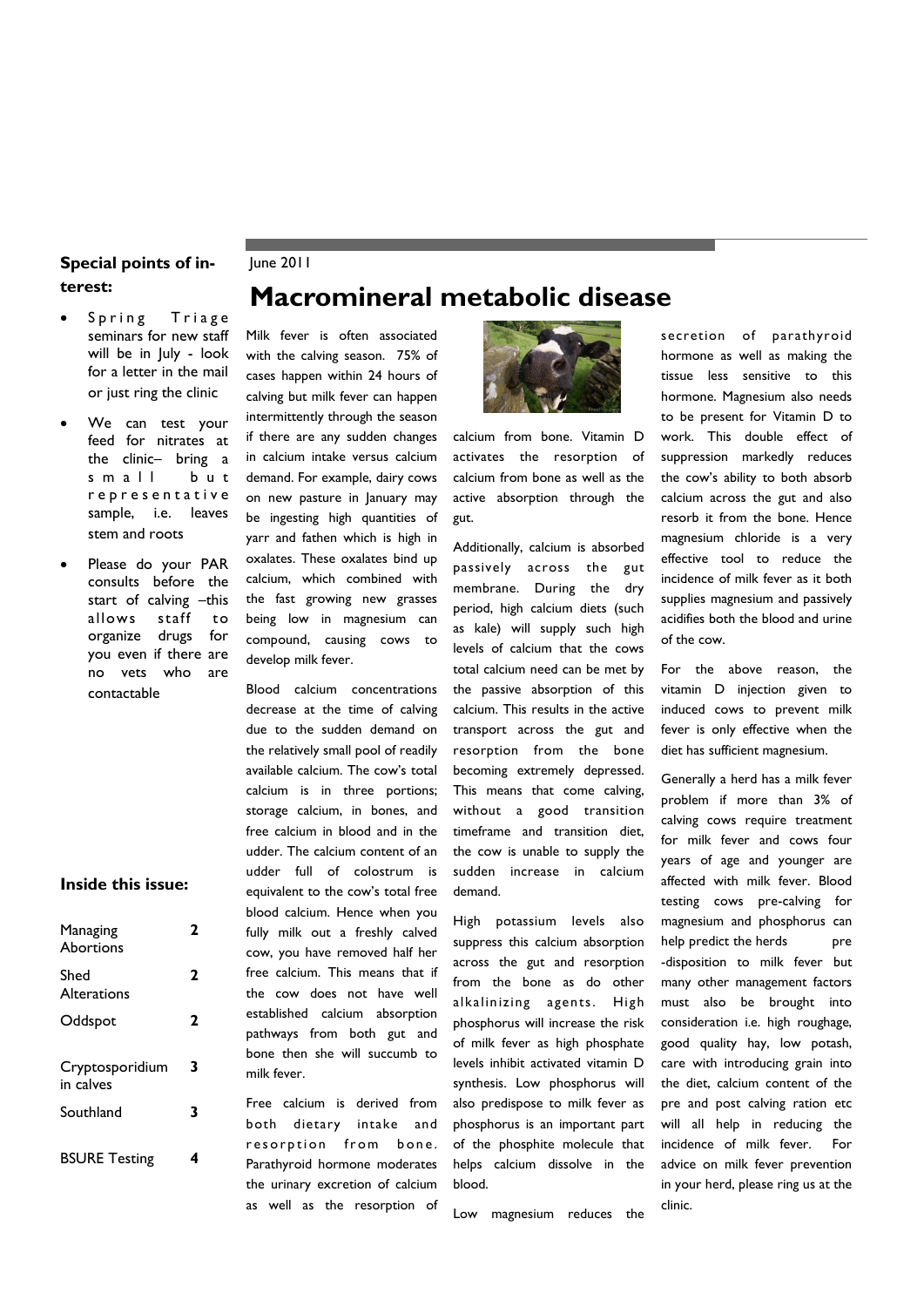**Special points of interest:**

- Spring Triage seminars for new staff will be in July - look for a letter in the mail or just ring the clinic
- We can test your feed for nitrates at the clinic– bring a small but representative sample, i.e. leaves stem and roots
- Please do your PAR consults before the start of calving –this allows staff to organize drugs for you even if there are no vets who are contactable

**Inside this issue:**

| | |
|---|---|
| Managing Abortions | 2 |
| Shed Alterations | 2 |
| Oddspot | 2 |
| Cryptosporidium in calves | 3 |
| Southland | 3 |
| BSURE Testing | 4 |

June 2011

# Macromineral metabolic disease

Milk fever is often associated with the calving season. 75% of cases happen within 24 hours of calving but milk fever can happen intermittently through the season if there are any sudden changes in calcium intake versus calcium demand. For example, dairy cows on new pasture in January may be ingesting high quantities of yarr and fathen which is high in oxalates. These oxalates bind up calcium, which combined with the fast growing new grasses being low in magnesium can compound, causing cows to develop milk fever.

Blood calcium concentrations decrease at the time of calving due to the sudden demand on the relatively small pool of readily available calcium. The cow's total calcium is in three portions; storage calcium, in bones, and free calcium in blood and in the udder. The calcium content of an udder full of colostrum is equivalent to the cow's total free blood calcium. Hence when you fully milk out a freshly calved cow, you have removed half her free calcium. This means that if the cow does not have well established calcium absorption pathways from both gut and bone then she will succumb to milk fever.

Free calcium is derived from both dietary intake and resorption from bone. Parathyroid hormone moderates the urinary excretion of calcium as well as the resorption of calcium from bone. Vitamin D activates the resorption of calcium from bone as well as the active absorption through the gut.

Additionally, calcium is absorbed passively across the gut membrane. During the dry period, high calcium diets (such as kale) will supply such high levels of calcium that the cows total calcium need can be met by the passive absorption of this calcium. This results in the active transport across the gut and resorption from the bone becoming extremely depressed. This means that come calving, without a good transition timeframe and transition diet, the cow is unable to supply the sudden increase in calcium demand.

High potassium levels also suppress this calcium absorption across the gut and resorption from the bone as do other alkalinizing agents. High phosphorus will increase the risk of milk fever as high phosphate levels inhibit activated vitamin D synthesis. Low phosphorus will also predispose to milk fever as phosphorus is an important part of the phosphite molecule that helps calcium dissolve in the blood.

Low magnesium reduces the secretion of parathyroid hormone as well as making the tissue less sensitive to this hormone. Magnesium also needs to be present for Vitamin D to work. This double effect of suppression markedly reduces the cow's ability to both absorb calcium across the gut and also resorb it from the bone. Hence magnesium chloride is a very effective tool to reduce the incidence of milk fever as it both supplies magnesium and passively acidifies both the blood and urine of the cow.

For the above reason, the vitamin D injection given to induced cows to prevent milk fever is only effective when the diet has sufficient magnesium.

Generally a herd has a milk fever problem if more than 3% of calving cows require treatment for milk fever and cows four years of age and younger are affected with milk fever. Blood testing cows pre-calving for magnesium and phosphorus can help predict the herds pre-disposition to milk fever but many other management factors must also be brought into consideration i.e. high roughage, good quality hay, low potash, care with introducing grain into the diet, calcium content of the pre and post calving ration etc will all help in reducing the incidence of milk fever. For advice on milk fever prevention in your herd, please ring us at the clinic.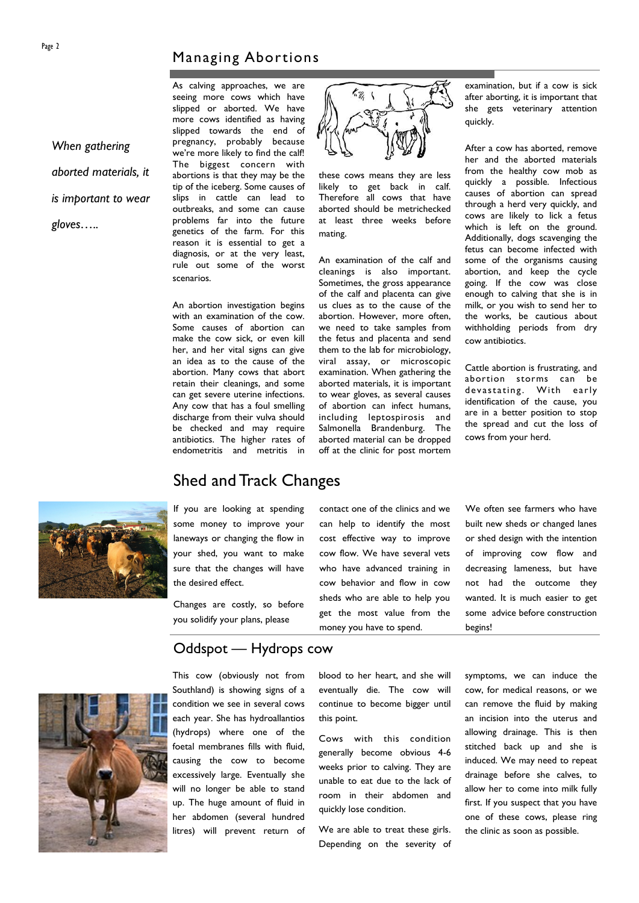## Managing Abortions

*When gathering aborted materials, it is important to wear gloves…..*

As calving approaches, we are seeing more cows which have slipped or aborted. We have more cows identified as having slipped towards the end of pregnancy, probably because we're more likely to find the calf! The biggest concern with abortions is that they may be the tip of the iceberg. Some causes of slips in cattle can lead to outbreaks, and some can cause problems far into the future genetics of the farm. For this reason it is essential to get a diagnosis, or at the very least, rule out some of the worst scenarios.

An abortion investigation begins with an examination of the cow. Some causes of abortion can make the cow sick, or even kill her, and her vital signs can give an idea as to the cause of the abortion. Many cows that abort retain their cleanings, and some can get severe uterine infections. Any cow that has a foul smelling discharge from their vulva should be checked and may require antibiotics. The higher rates of endometritis and metritis in these cows means they are less likely to get back in calf. Therefore all cows that have aborted should be metrichecked at least three weeks before mating.

An examination of the calf and cleanings is also important. Sometimes, the gross appearance of the calf and placenta can give us clues as to the cause of the abortion. However, more often, we need to take samples from the fetus and placenta and send them to the lab for microbiology, viral assay, or microscopic examination. When gathering the aborted materials, it is important to wear gloves, as several causes of abortion can infect humans, including leptospirosis and Salmonella Brandenburg. The aborted material can be dropped off at the clinic for post mortem examination, but if a cow is sick after aborting, it is important that she gets veterinary attention quickly.

After a cow has aborted, remove her and the aborted materials from the healthy cow mob as quickly a possible. Infectious causes of abortion can spread through a herd very quickly, and cows are likely to lick a fetus which is left on the ground. Additionally, dogs scavenging the fetus can become infected with some of the organisms causing abortion, and keep the cycle going. If the cow was close enough to calving that she is in milk, or you wish to send her to the works, be cautious about withholding periods from dry cow antibiotics.

Cattle abortion is frustrating, and abortion storms can be devastating. With early identification of the cause, you are in a better position to stop the spread and cut the loss of cows from your herd.

## Shed and Track Changes

If you are looking at spending some money to improve your laneways or changing the flow in your shed, you want to make sure that the changes will have the desired effect.

Changes are costly, so before you solidify your plans, please contact one of the clinics and we can help to identify the most cost effective way to improve cow flow. We have several vets who have advanced training in cow behavior and flow in cow sheds who are able to help you get the most value from the money you have to spend.

We often see farmers who have built new sheds or changed lanes or shed design with the intention of improving cow flow and decreasing lameness, but have not had the outcome they wanted. It is much easier to get some advice before construction begins!

## Oddspot — Hydrops cow

This cow (obviously not from Southland) is showing signs of a condition we see in several cows each year. She has hydroallantios (hydrops) where one of the foetal membranes fills with fluid, causing the cow to become excessively large. Eventually she will no longer be able to stand up. The huge amount of fluid in her abdomen (several hundred litres) will prevent return of blood to her heart, and she will eventually die. The cow will continue to become bigger until this point.

Cows with this condition generally become obvious 4-6 weeks prior to calving. They are unable to eat due to the lack of room in their abdomen and quickly lose condition.

We are able to treat these girls. Depending on the severity of symptoms, we can induce the cow, for medical reasons, or we can remove the fluid by making an incision into the uterus and allowing drainage. This is then stitched back up and she is induced. We may need to repeat drainage before she calves, to allow her to come into milk fully first. If you suspect that you have one of these cows, please ring the clinic as soon as possible.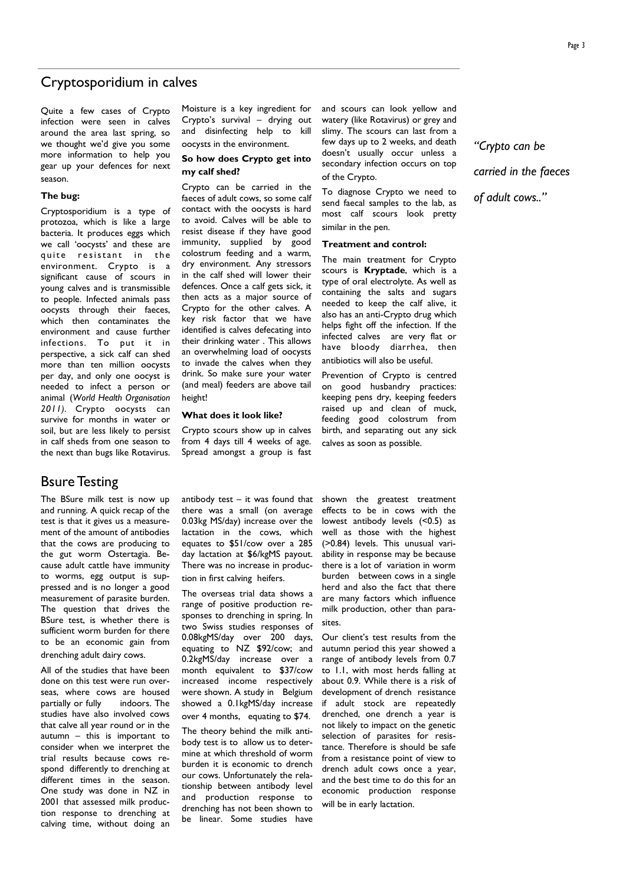## Cryptosporidium in calves

Quite a few cases of Crypto infection were seen in calves around the area last spring, so we thought we'd give you some more information to help you gear up your defences for next season.

**The bug:**

Cryptosporidium is a type of protozoa, which is like a large bacteria. It produces eggs which we call 'oocysts' and these are quite resistant in the environment. Crypto is a significant cause of scours in young calves and is transmissible to people. Infected animals pass oocysts through their faeces, which then contaminates the environment and cause further infections. To put it in perspective, a sick calf can shed more than ten million oocysts per day, and only one oocyst is needed to infect a person or animal (*World Health Organisation 2011)*. Crypto oocysts can survive for months in water or soil, but are less likely to persist in calf sheds from one season to the next than bugs like Rotavirus. Moisture is a key ingredient for Crypto's survival – drying out and disinfecting help to kill oocysts in the environment.

**So how does Crypto get into my calf shed?**

Crypto can be carried in the faeces of adult cows, so some calf contact with the oocysts is hard to avoid. Calves will be able to resist disease if they have good immunity, supplied by good colostrum feeding and a warm, dry environment. Any stressors in the calf shed will lower their defences. Once a calf gets sick, it then acts as a major source of Crypto for the other calves. A key risk factor that we have identified is calves defecating into their drinking water . This allows an overwhelming load of oocysts to invade the calves when they drink. So make sure your water (and meal) feeders are above tail height!

**What does it look like?**

Crypto scours show up in calves from 4 days till 4 weeks of age. Spread amongst a group is fast and scours can look yellow and watery (like Rotavirus) or grey and slimy. The scours can last from a few days up to 2 weeks, and death doesn't usually occur unless a secondary infection occurs on top of the Crypto.

To diagnose Crypto we need to send faecal samples to the lab, as most calf scours look pretty similar in the pen.

**Treatment and control:**

The main treatment for Crypto scours is **Kryptade**, which is a type of oral electrolyte. As well as containing the salts and sugars needed to keep the calf alive, it also has an anti-Crypto drug which helps fight off the infection. If the infected calves are very flat or have bloody diarrhea, then antibiotics will also be useful.

Prevention of Crypto is centred on good husbandry practices: keeping pens dry, keeping feeders raised up and clean of muck, feeding good colostrum from birth, and separating out any sick calves as soon as possible.

*"Crypto can be carried in the faeces of adult cows.."*

## Bsure Testing

The BSure milk test is now up and running. A quick recap of the test is that it gives us a measurement of the amount of antibodies that the cows are producing to the gut worm Ostertagia. Because adult cattle have immunity to worms, egg output is suppressed and is no longer a good measurement of parasite burden. The question that drives the BSure test, is whether there is sufficient worm burden for there to be an economic gain from drenching adult dairy cows.

All of the studies that have been done on this test were run overseas, where cows are housed partially or fully indoors. The studies have also involved cows that calve all year round or in the autumn – this is important to consider when we interpret the trial results because cows respond differently to drenching at different times in the season. One study was done in NZ in 2001 that assessed milk production response to drenching at calving time, without doing an antibody test – it was found that there was a small (on average 0.03kg MS/day) increase over the lactation in the cows, which equates to $51/cow over a 285 day lactation at $6/kgMS payout. There was no increase in production in first calving heifers.

The overseas trial data shows a range of positive production responses to drenching in spring. In two Swiss studies responses of 0.08kgMS/day over 200 days, equating to NZ $92/cow; and 0.2kgMS/day increase over a month equivalent to $37/cow increased income respectively were shown. A study in Belgium showed a 0.1kgMS/day increase over 4 months, equating to $74.

The theory behind the milk antibody test is to allow us to determine at which threshold of worm burden it is economic to drench our cows. Unfortunately the relationship between antibody level and production response to drenching has not been shown to be linear. Some studies have shown the greatest treatment effects to be in cows with the lowest antibody levels (<0.5) as well as those with the highest (>0.84) levels. This unusual variability in response may be because there is a lot of variation in worm burden between cows in a single herd and also the fact that there are many factors which influence milk production, other than parasites.

Our client's test results from the autumn period this year showed a range of antibody levels from 0.7 to 1.1, with most herds falling at about 0.9. While there is a risk of development of drench resistance if adult stock are repeatedly drenched, one drench a year is not likely to impact on the genetic selection of parasites for resistance. Therefore is should be safe from a resistance point of view to drench adult cows once a year, and the best time to do this for an economic production response will be in early lactation.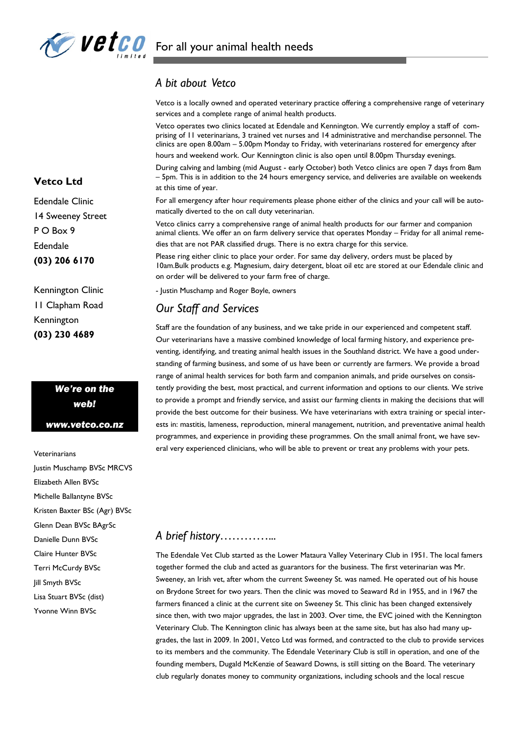For all your animal health needs

## A bit about Vetco

Vetco is a locally owned and operated veterinary practice offering a comprehensive range of veterinary services and a complete range of animal health products.

Vetco operates two clinics located at Edendale and Kennington. We currently employ a staff of comprising of 11 veterinarians, 3 trained vet nurses and 14 administrative and merchandise personnel. The clinics are open 8.00am – 5.00pm Monday to Friday, with veterinarians rostered for emergency after hours and weekend work. Our Kennington clinic is also open until 8.00pm Thursday evenings.

During calving and lambing (mid August - early October) both Vetco clinics are open 7 days from 8am – 5pm. This is in addition to the 24 hours emergency service, and deliveries are available on weekends at this time of year.

For all emergency after hour requirements please phone either of the clinics and your call will be automatically diverted to the on call duty veterinarian.

Vetco clinics carry a comprehensive range of animal health products for our farmer and companion animal clients. We offer an on farm delivery service that operates Monday – Friday for all animal remedies that are not PAR classified drugs. There is no extra charge for this service.

Please ring either clinic to place your order. For same day delivery, orders must be placed by 10am.Bulk products e.g. Magnesium, dairy detergent, bloat oil etc are stored at our Edendale clinic and on order will be delivered to your farm free of charge.

- Justin Muschamp and Roger Boyle, owners

## Our Staff and Services

Staff are the foundation of any business, and we take pride in our experienced and competent staff. Our veterinarians have a massive combined knowledge of local farming history, and experience preventing, identifying, and treating animal health issues in the Southland district. We have a good understanding of farming business, and some of us have been or currently are farmers. We provide a broad range of animal health services for both farm and companion animals, and pride ourselves on consistently providing the best, most practical, and current information and options to our clients. We strive to provide a prompt and friendly service, and assist our farming clients in making the decisions that will provide the best outcome for their business. We have veterinarians with extra training or special interests in: mastitis, lameness, reproduction, mineral management, nutrition, and preventative animal health programmes, and experience in providing these programmes. On the small animal front, we have several very experienced clinicians, who will be able to prevent or treat any problems with your pets.

## A brief history…………...

The Edendale Vet Club started as the Lower Mataura Valley Veterinary Club in 1951. The local famers together formed the club and acted as guarantors for the business. The first veterinarian was Mr. Sweeney, an Irish vet, after whom the current Sweeney St. was named. He operated out of his house on Brydone Street for two years. Then the clinic was moved to Seaward Rd in 1955, and in 1967 the farmers financed a clinic at the current site on Sweeney St. This clinic has been changed extensively since then, with two major upgrades, the last in 2003. Over time, the EVC joined with the Kennington Veterinary Club. The Kennington clinic has always been at the same site, but has also had many upgrades, the last in 2009. In 2001, Vetco Ltd was formed, and contracted to the club to provide services to its members and the community. The Edendale Veterinary Club is still in operation, and one of the founding members, Dugald McKenzie of Seaward Downs, is still sitting on the Board. The veterinary club regularly donates money to community organizations, including schools and the local rescue

**Vetco Ltd**

Edendale Clinic
14 Sweeney Street
P O Box 9
Edendale
**(03) 206 6170**

Kennington Clinic
11 Clapham Road
Kennington
**(03) 230 4689**

***We're on the web!***

***www.vetco.co.nz***

Veterinarians

Justin Muschamp BVSc MRCVS
Elizabeth Allen BVSc
Michelle Ballantyne BVSc
Kristen Baxter BSc (Agr) BVSc
Glenn Dean BVSc BAgrSc
Danielle Dunn BVSc
Claire Hunter BVSc
Terri McCurdy BVSc
Jill Smyth BVSc
Lisa Stuart BVSc (dist)
Yvonne Winn BVSc